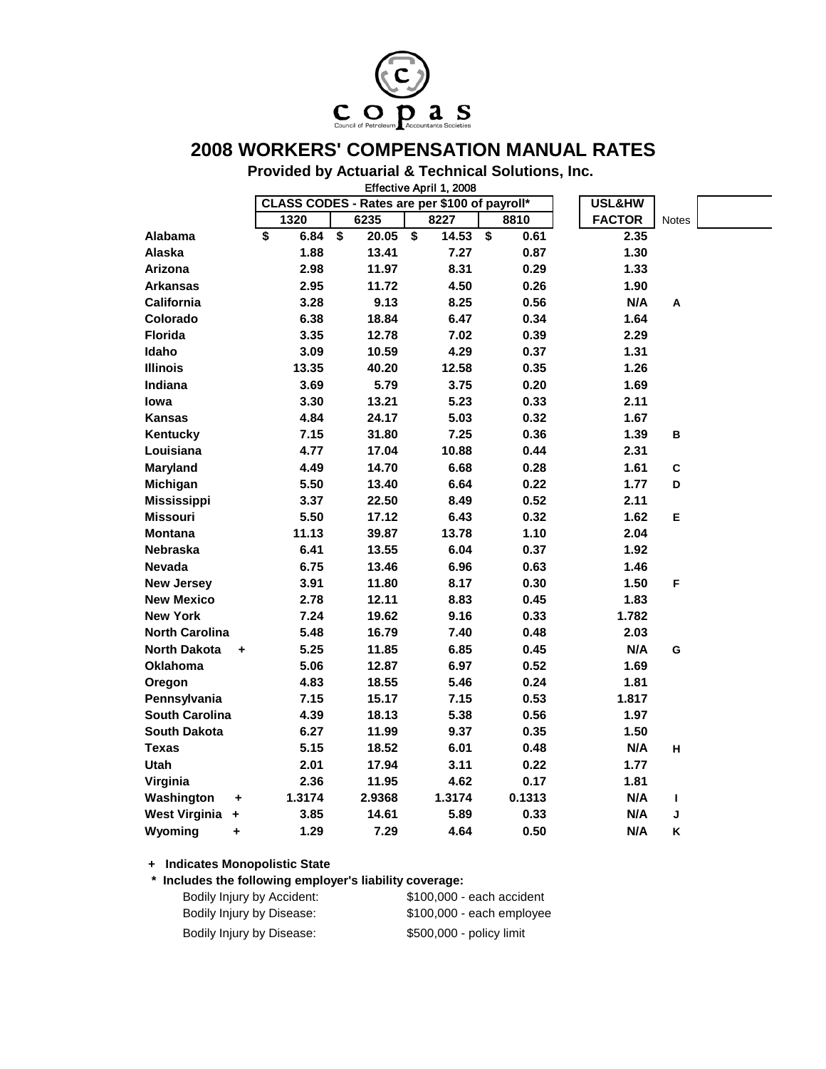copas

Council of Petroleum Accountants Societies

# 2008 WORKERS' COMPENSATION MANUAL RATES

**Provided by Actuarial & Technical Solutions, Inc.**

Effective April 1, 2008

| | CLASS CODES - Rates are per $100 of payroll* | | | | USL&HW | |
|---|---|---|---|---|---|---|
| | 1320 | 6235 | 8227 | 8810 | FACTOR | Notes |
| **Alabama** | $ 6.84 | $ 20.05 | $ 14.53 | $ 0.61 | 2.35 | |
| **Alaska** | 1.88 | 13.41 | 7.27 | 0.87 | 1.30 | |
| **Arizona** | 2.98 | 11.97 | 8.31 | 0.29 | 1.33 | |
| **Arkansas** | 2.95 | 11.72 | 4.50 | 0.26 | 1.90 | |
| **California** | 3.28 | 9.13 | 8.25 | 0.56 | N/A | A |
| **Colorado** | 6.38 | 18.84 | 6.47 | 0.34 | 1.64 | |
| **Florida** | 3.35 | 12.78 | 7.02 | 0.39 | 2.29 | |
| **Idaho** | 3.09 | 10.59 | 4.29 | 0.37 | 1.31 | |
| **Illinois** | 13.35 | 40.20 | 12.58 | 0.35 | 1.26 | |
| **Indiana** | 3.69 | 5.79 | 3.75 | 0.20 | 1.69 | |
| **Iowa** | 3.30 | 13.21 | 5.23 | 0.33 | 2.11 | |
| **Kansas** | 4.84 | 24.17 | 5.03 | 0.32 | 1.67 | |
| **Kentucky** | 7.15 | 31.80 | 7.25 | 0.36 | 1.39 | B |
| **Louisiana** | 4.77 | 17.04 | 10.88 | 0.44 | 2.31 | |
| **Maryland** | 4.49 | 14.70 | 6.68 | 0.28 | 1.61 | C |
| **Michigan** | 5.50 | 13.40 | 6.64 | 0.22 | 1.77 | D |
| **Mississippi** | 3.37 | 22.50 | 8.49 | 0.52 | 2.11 | |
| **Missouri** | 5.50 | 17.12 | 6.43 | 0.32 | 1.62 | E |
| **Montana** | 11.13 | 39.87 | 13.78 | 1.10 | 2.04 | |
| **Nebraska** | 6.41 | 13.55 | 6.04 | 0.37 | 1.92 | |
| **Nevada** | 6.75 | 13.46 | 6.96 | 0.63 | 1.46 | |
| **New Jersey** | 3.91 | 11.80 | 8.17 | 0.30 | 1.50 | F |
| **New Mexico** | 2.78 | 12.11 | 8.83 | 0.45 | 1.83 | |
| **New York** | 7.24 | 19.62 | 9.16 | 0.33 | 1.782 | |
| **North Carolina** | 5.48 | 16.79 | 7.40 | 0.48 | 2.03 | |
| **North Dakota +** | 5.25 | 11.85 | 6.85 | 0.45 | N/A | G |
| **Oklahoma** | 5.06 | 12.87 | 6.97 | 0.52 | 1.69 | |
| **Oregon** | 4.83 | 18.55 | 5.46 | 0.24 | 1.81 | |
| **Pennsylvania** | 7.15 | 15.17 | 7.15 | 0.53 | 1.817 | |
| **South Carolina** | 4.39 | 18.13 | 5.38 | 0.56 | 1.97 | |
| **South Dakota** | 6.27 | 11.99 | 9.37 | 0.35 | 1.50 | |
| **Texas** | 5.15 | 18.52 | 6.01 | 0.48 | N/A | H |
| **Utah** | 2.01 | 17.94 | 3.11 | 0.22 | 1.77 | |
| **Virginia** | 2.36 | 11.95 | 4.62 | 0.17 | 1.81 | |
| **Washington +** | 1.3174 | 2.9368 | 1.3174 | 0.1313 | N/A | I |
| **West Virginia +** | 3.85 | 14.61 | 5.89 | 0.33 | N/A | J |
| **Wyoming +** | 1.29 | 7.29 | 4.64 | 0.50 | N/A | K |

**+ Indicates Monopolistic State**

**\* Includes the following employer's liability coverage:**

| | |
|---|---|
| Bodily Injury by Accident: | $100,000 - each accident |
| Bodily Injury by Disease: | $100,000 - each employee |
| Bodily Injury by Disease: | $500,000 - policy limit |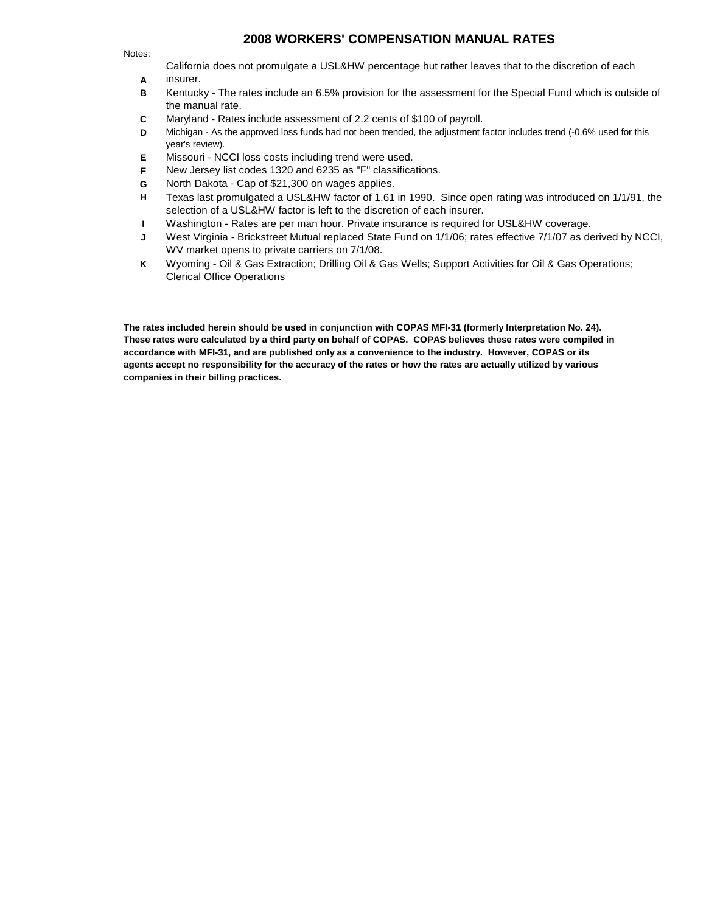## 2008 WORKERS' COMPENSATION MANUAL RATES

Notes:

- **A** California does not promulgate a USL&HW percentage but rather leaves that to the discretion of each insurer.
- **B** Kentucky - The rates include an 6.5% provision for the assessment for the Special Fund which is outside of the manual rate.
- **C** Maryland - Rates include assessment of 2.2 cents of $100 of payroll.
- **D** Michigan - As the approved loss funds had not been trended, the adjustment factor includes trend (-0.6% used for this year's review).
- **E** Missouri - NCCI loss costs including trend were used.
- **F** New Jersey list codes 1320 and 6235 as "F" classifications.
- **G** North Dakota - Cap of $21,300 on wages applies.
- **H** Texas last promulgated a USL&HW factor of 1.61 in 1990. Since open rating was introduced on 1/1/91, the selection of a USL&HW factor is left to the discretion of each insurer.
- **I** Washington - Rates are per man hour. Private insurance is required for USL&HW coverage.
- **J** West Virginia - Brickstreet Mutual replaced State Fund on 1/1/06; rates effective 7/1/07 as derived by NCCI, WV market opens to private carriers on 7/1/08.
- **K** Wyoming - Oil & Gas Extraction; Drilling Oil & Gas Wells; Support Activities for Oil & Gas Operations; Clerical Office Operations

**The rates included herein should be used in conjunction with COPAS MFI-31 (formerly Interpretation No. 24). These rates were calculated by a third party on behalf of COPAS. COPAS believes these rates were compiled in accordance with MFI-31, and are published only as a convenience to the industry. However, COPAS or its agents accept no responsibility for the accuracy of the rates or how the rates are actually utilized by various companies in their billing practices.**